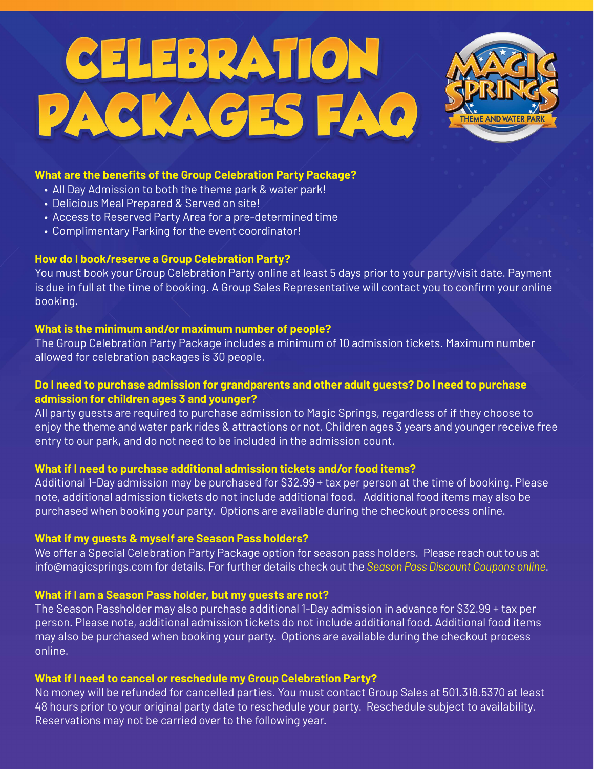# CELEBRATION PACKAGES FAQ

**What are the benefits of the Group Celebration Party Package?**

- All Day Admission to both the theme park & water park!
- Delicious Meal Prepared & Served on site!
- Access to Reserved Party Area for a pre-determined time
- Complimentary Parking for the event coordinator!

**How do I book/reserve a Group Celebration Party?**

You must book your Group Celebration Party online at least 5 days prior to your party/visit date. Payment is due in full at the time of booking. A Group Sales Representative will contact you to confirm your online booking.

**What is the minimum and/or maximum number of people?**

The Group Celebration Party Package includes a minimum of 10 admission tickets. Maximum number allowed for celebration packages is 30 people.

**Do I need to purchase admission for grandparents and other adult guests? Do I need to purchase admission for children ages 3 and younger?**

All party guests are required to purchase admission to Magic Springs, regardless of if they choose to enjoy the theme and water park rides & attractions or not. Children ages 3 years and younger receive free entry to our park, and do not need to be included in the admission count.

**What if I need to purchase additional admission tickets and/or food items?**

Additional 1-Day admission may be purchased for $32.99 + tax per person at the time of booking. Please note, additional admission tickets do not include additional food. Additional food items may also be purchased when booking your party. Options are available during the checkout process online.

**What if my guests & myself are Season Pass holders?**

We offer a Special Celebration Party Package option for season pass holders. Please reach out to us at info@magicsprings.com for details. For further details check out the *Season Pass Discount Coupons online*.

**What if I am a Season Pass holder, but my guests are not?**

The Season Passholder may also purchase additional 1-Day admission in advance for $32.99 + tax per person. Please note, additional admission tickets do not include additional food. Additional food items may also be purchased when booking your party. Options are available during the checkout process online.

**What if I need to cancel or reschedule my Group Celebration Party?**

No money will be refunded for cancelled parties. You must contact Group Sales at 501.318.5370 at least 48 hours prior to your original party date to reschedule your party. Reschedule subject to availability. Reservations may not be carried over to the following year.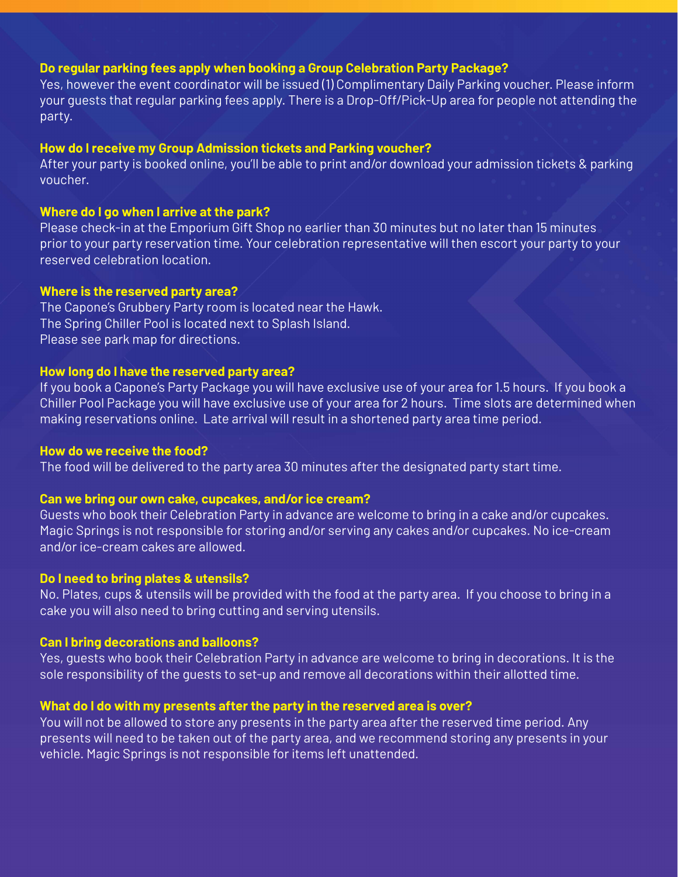**Do regular parking fees apply when booking a Group Celebration Party Package?**

Yes, however the event coordinator will be issued (1) Complimentary Daily Parking voucher. Please inform your guests that regular parking fees apply. There is a Drop-Off/Pick-Up area for people not attending the party.

**How do I receive my Group Admission tickets and Parking voucher?**

After your party is booked online, you'll be able to print and/or download your admission tickets & parking voucher.

**Where do I go when I arrive at the park?**

Please check-in at the Emporium Gift Shop no earlier than 30 minutes but no later than 15 minutes prior to your party reservation time. Your celebration representative will then escort your party to your reserved celebration location.

**Where is the reserved party area?**

The Capone's Grubbery Party room is located near the Hawk.
The Spring Chiller Pool is located next to Splash Island.
Please see park map for directions.

**How long do I have the reserved party area?**

If you book a Capone's Party Package you will have exclusive use of your area for 1.5 hours. If you book a Chiller Pool Package you will have exclusive use of your area for 2 hours. Time slots are determined when making reservations online. Late arrival will result in a shortened party area time period.

**How do we receive the food?**

The food will be delivered to the party area 30 minutes after the designated party start time.

**Can we bring our own cake, cupcakes, and/or ice cream?**

Guests who book their Celebration Party in advance are welcome to bring in a cake and/or cupcakes. Magic Springs is not responsible for storing and/or serving any cakes and/or cupcakes. No ice-cream and/or ice-cream cakes are allowed.

**Do I need to bring plates & utensils?**

No. Plates, cups & utensils will be provided with the food at the party area. If you choose to bring in a cake you will also need to bring cutting and serving utensils.

**Can I bring decorations and balloons?**

Yes, guests who book their Celebration Party in advance are welcome to bring in decorations. It is the sole responsibility of the guests to set-up and remove all decorations within their allotted time.

**What do I do with my presents after the party in the reserved area is over?**

You will not be allowed to store any presents in the party area after the reserved time period. Any presents will need to be taken out of the party area, and we recommend storing any presents in your vehicle. Magic Springs is not responsible for items left unattended.